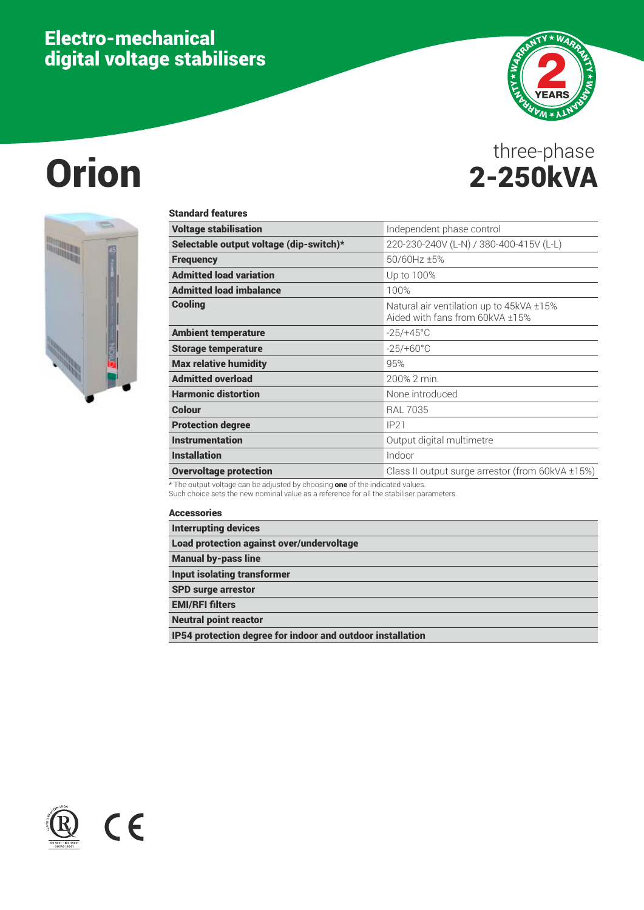## Electro-mechanical digital voltage stabilisers

2 YEARS WARRANTY

# Orion

three-phase
**2-250kVA**

**Standard features**

| | |
|---|---|
| **Voltage stabilisation** | Independent phase control |
| **Selectable output voltage (dip-switch)*** | 220-230-240V (L-N) / 380-400-415V (L-L) |
| **Frequency** | 50/60Hz ±5% |
| **Admitted load variation** | Up to 100% |
| **Admitted load imbalance** | 100% |
| **Cooling** | Natural air ventilation up to 45kVA ±15%<br>Aided with fans from 60kVA ±15% |
| **Ambient temperature** | -25/+45°C |
| **Storage temperature** | -25/+60°C |
| **Max relative humidity** | 95% |
| **Admitted overload** | 200% 2 min. |
| **Harmonic distortion** | None introduced |
| **Colour** | RAL 7035 |
| **Protection degree** | IP21 |
| **Instrumentation** | Output digital multimetre |
| **Installation** | Indoor |
| **Overvoltage protection** | Class II output surge arrestor (from 60kVA ±15%) |

\* The output voltage can be adjusted by choosing **one** of the indicated values.
Such choice sets the new nominal value as a reference for all the stabiliser parameters.

**Accessories**

| |
|---|
| **Interrupting devices** |
| **Load protection against over/undervoltage** |
| **Manual by-pass line** |
| **Input isolating transformer** |
| **SPD surge arrestor** |
| **EMI/RFI filters** |
| **Neutral point reactor** |
| **IP54 protection degree for indoor and outdoor installation** |

ISO 9001 · ISO 14001 · OHSAS 18001

CE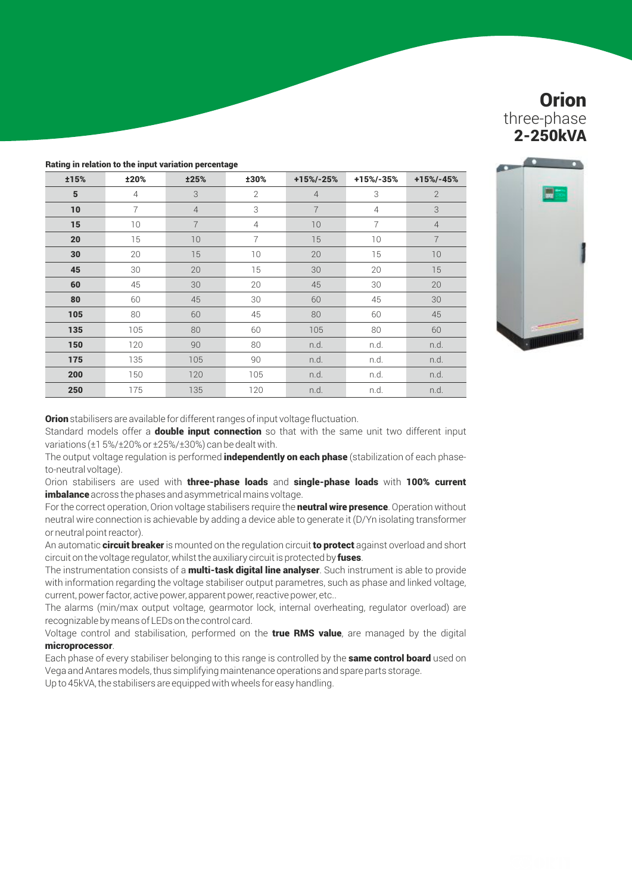# Orion
three-phase
**2-250kVA**

**Rating in relation to the input variation percentage**

| ±15% | ±20% | ±25% | ±30% | +15%/-25% | +15%/-35% | +15%/-45% |
|---|---|---|---|---|---|---|
| **5** | 4 | 3 | 2 | 4 | 3 | 2 |
| **10** | 7 | 4 | 3 | 7 | 4 | 3 |
| **15** | 10 | 7 | 4 | 10 | 7 | 4 |
| **20** | 15 | 10 | 7 | 15 | 10 | 7 |
| **30** | 20 | 15 | 10 | 20 | 15 | 10 |
| **45** | 30 | 20 | 15 | 30 | 20 | 15 |
| **60** | 45 | 30 | 20 | 45 | 30 | 20 |
| **80** | 60 | 45 | 30 | 60 | 45 | 30 |
| **105** | 80 | 60 | 45 | 80 | 60 | 45 |
| **135** | 105 | 80 | 60 | 105 | 80 | 60 |
| **150** | 120 | 90 | 80 | n.d. | n.d. | n.d. |
| **175** | 135 | 105 | 90 | n.d. | n.d. | n.d. |
| **200** | 150 | 120 | 105 | n.d. | n.d. | n.d. |
| **250** | 175 | 135 | 120 | n.d. | n.d. | n.d. |

**Orion** stabilisers are available for different ranges of input voltage fluctuation.
Standard models offer a **double input connection** so that with the same unit two different input variations (±1 5%/±20% or ±25%/±30%) can be dealt with.
The output voltage regulation is performed **independently on each phase** (stabilization of each phase-to-neutral voltage).
Orion stabilisers are used with **three-phase loads** and **single-phase loads** with **100% current imbalance** across the phases and asymmetrical mains voltage.
For the correct operation, Orion voltage stabilisers require the **neutral wire presence**. Operation without neutral wire connection is achievable by adding a device able to generate it (D/Yn isolating transformer or neutral point reactor).
An automatic **circuit breaker** is mounted on the regulation circuit **to protect** against overload and short circuit on the voltage regulator, whilst the auxiliary circuit is protected by **fuses**.
The instrumentation consists of a **multi-task digital line analyser**. Such instrument is able to provide with information regarding the voltage stabiliser output parametres, such as phase and linked voltage, current, power factor, active power, apparent power, reactive power, etc..
The alarms (min/max output voltage, gearmotor lock, internal overheating, regulator overload) are recognizable by means of LEDs on the control card.
Voltage control and stabilisation, performed on the **true RMS value**, are managed by the digital **microprocessor**.
Each phase of every stabiliser belonging to this range is controlled by the **same control board** used on Vega and Antares models, thus simplifying maintenance operations and spare parts storage.
Up to 45kVA, the stabilisers are equipped with wheels for easy handling.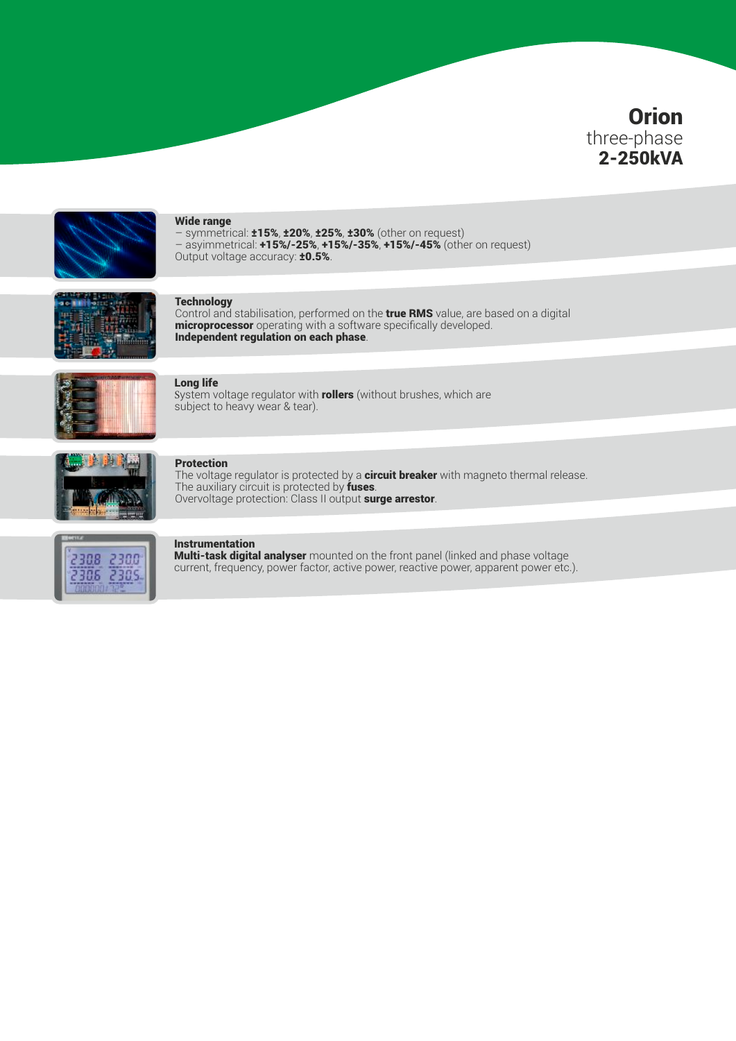# Orion
three-phase
**2-250kVA**

### Wide range

– symmetrical: **±15%**, **±20%**, **±25%**, **±30%** (other on request)
– asyimmetrical: **+15%/-25%**, **+15%/-35%**, **+15%/-45%** (other on request)
Output voltage accuracy: **±0.5%**.

### Technology

Control and stabilisation, performed on the **true RMS** value, are based on a digital **microprocessor** operating with a software specifically developed.
**Independent regulation on each phase**.

### Long life

System voltage regulator with **rollers** (without brushes, which are subject to heavy wear & tear).

### Protection

The voltage regulator is protected by a **circuit breaker** with magneto thermal release.
The auxiliary circuit is protected by **fuses**.
Overvoltage protection: Class II output **surge arrestor**.

### Instrumentation

**Multi-task digital analyser** mounted on the front panel (linked and phase voltage current, frequency, power factor, active power, reactive power, apparent power etc.).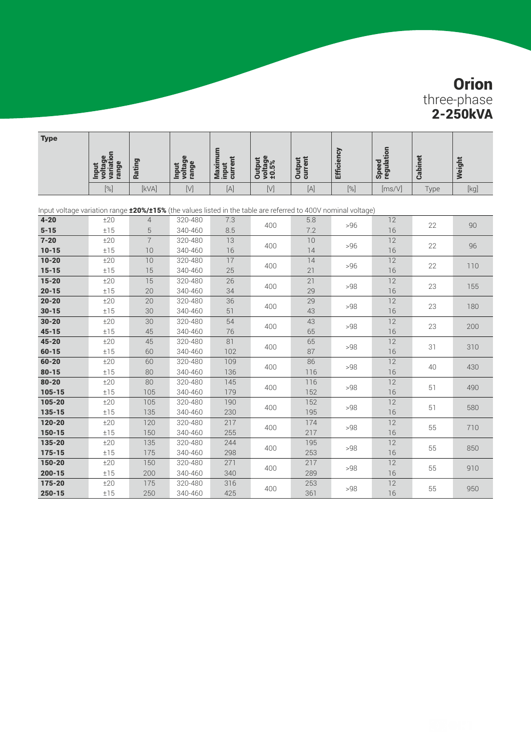# Orion

three-phase

**2-250kVA**

Input voltage variation range **±20%/±15%** (the values listed in the table are referred to 400V nominal voltage)

| Type | Input voltage variation range | Rating | Input voltage range | Maximum input current | Output voltage ±0.5% | Output current | Efficiency | Speed regulation | Cabinet | Weight |
|---|---|---|---|---|---|---|---|---|---|---|
| | [%] | [kVA] | [V] | [A] | [V] | [A] | [%] | [ms/V] | Type | [kg] |
| **4-20** | ±20 | 4 | 320-480 | 7.3 | 400 | 5.8 | >96 | 12 | 22 | 90 |
| **5-15** | ±15 | 5 | 340-460 | 8.5 | | 7.2 | | 16 | | |
| **7-20** | ±20 | 7 | 320-480 | 13 | 400 | 10 | >96 | 12 | 22 | 96 |
| **10-15** | ±15 | 10 | 340-460 | 16 | | 14 | | 16 | | |
| **10-20** | ±20 | 10 | 320-480 | 17 | 400 | 14 | >96 | 12 | 22 | 110 |
| **15-15** | ±15 | 15 | 340-460 | 25 | | 21 | | 16 | | |
| **15-20** | ±20 | 15 | 320-480 | 26 | 400 | 21 | >98 | 12 | 23 | 155 |
| **20-15** | ±15 | 20 | 340-460 | 34 | | 29 | | 16 | | |
| **20-20** | ±20 | 20 | 320-480 | 36 | 400 | 29 | >98 | 12 | 23 | 180 |
| **30-15** | ±15 | 30 | 340-460 | 51 | | 43 | | 16 | | |
| **30-20** | ±20 | 30 | 320-480 | 54 | 400 | 43 | >98 | 12 | 23 | 200 |
| **45-15** | ±15 | 45 | 340-460 | 76 | | 65 | | 16 | | |
| **45-20** | ±20 | 45 | 320-480 | 81 | 400 | 65 | >98 | 12 | 31 | 310 |
| **60-15** | ±15 | 60 | 340-460 | 102 | | 87 | | 16 | | |
| **60-20** | ±20 | 60 | 320-480 | 109 | 400 | 86 | >98 | 12 | 40 | 430 |
| **80-15** | ±15 | 80 | 340-460 | 136 | | 116 | | 16 | | |
| **80-20** | ±20 | 80 | 320-480 | 145 | 400 | 116 | >98 | 12 | 51 | 490 |
| **105-15** | ±15 | 105 | 340-460 | 179 | | 152 | | 16 | | |
| **105-20** | ±20 | 105 | 320-480 | 190 | 400 | 152 | >98 | 12 | 51 | 580 |
| **135-15** | ±15 | 135 | 340-460 | 230 | | 195 | | 16 | | |
| **120-20** | ±20 | 120 | 320-480 | 217 | 400 | 174 | >98 | 12 | 55 | 710 |
| **150-15** | ±15 | 150 | 340-460 | 255 | | 217 | | 16 | | |
| **135-20** | ±20 | 135 | 320-480 | 244 | 400 | 195 | >98 | 12 | 55 | 850 |
| **175-15** | ±15 | 175 | 340-460 | 298 | | 253 | | 16 | | |
| **150-20** | ±20 | 150 | 320-480 | 271 | 400 | 217 | >98 | 12 | 55 | 910 |
| **200-15** | ±15 | 200 | 340-460 | 340 | | 289 | | 16 | | |
| **175-20** | ±20 | 175 | 320-480 | 316 | 400 | 253 | >98 | 12 | 55 | 950 |
| **250-15** | ±15 | 250 | 340-460 | 425 | | 361 | | 16 | | |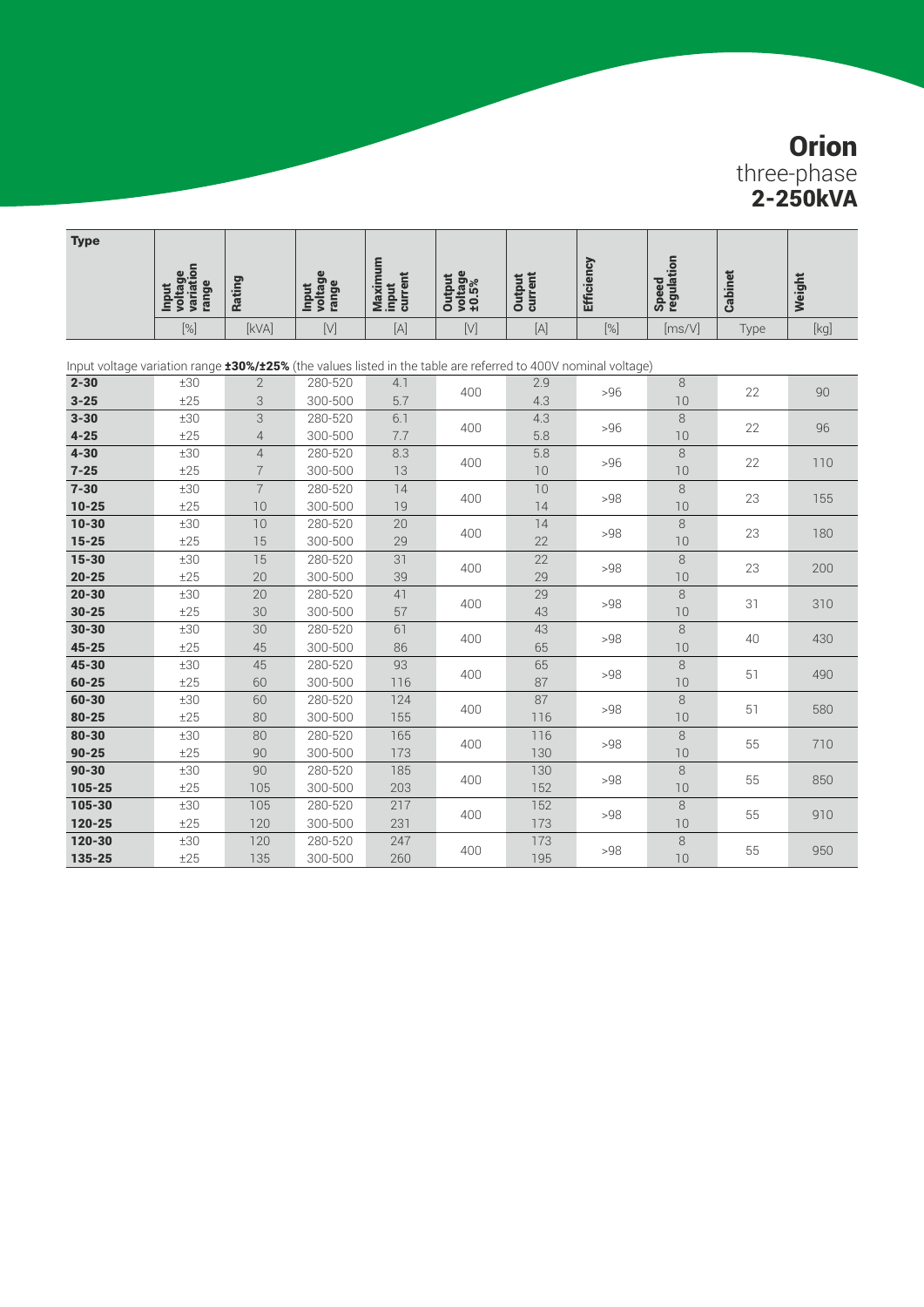# Orion

three-phase

**2-250kVA**

| Type | Input voltage variation range | Rating | Input voltage range | Maximum input current | Output voltage ±0.5% | Output current | Efficiency | Speed regulation | Cabinet | Weight |
|---|---|---|---|---|---|---|---|---|---|---|
| | [%] | [kVA] | [V] | [A] | [V] | [A] | [%] | [ms/V] | Type | [kg] |
| Input voltage variation range **±30%/±25%** (the values listed in the table are referred to 400V nominal voltage) | | | | | | | | | | |
| **2-30** | ±30 | 2 | 280-520 | 4.1 | 400 | 2.9 | >96 | 8 | 22 | 90 |
| **3-25** | ±25 | 3 | 300-500 | 5.7 | | 4.3 | | 10 | | |
| **3-30** | ±30 | 3 | 280-520 | 6.1 | 400 | 4.3 | >96 | 8 | 22 | 96 |
| **4-25** | ±25 | 4 | 300-500 | 7.7 | | 5.8 | | 10 | | |
| **4-30** | ±30 | 4 | 280-520 | 8.3 | 400 | 5.8 | >96 | 8 | 22 | 110 |
| **7-25** | ±25 | 7 | 300-500 | 13 | | 10 | | 10 | | |
| **7-30** | ±30 | 7 | 280-520 | 14 | 400 | 10 | >98 | 8 | 23 | 155 |
| **10-25** | ±25 | 10 | 300-500 | 19 | | 14 | | 10 | | |
| **10-30** | ±30 | 10 | 280-520 | 20 | 400 | 14 | >98 | 8 | 23 | 180 |
| **15-25** | ±25 | 15 | 300-500 | 29 | | 22 | | 10 | | |
| **15-30** | ±30 | 15 | 280-520 | 31 | 400 | 22 | >98 | 8 | 23 | 200 |
| **20-25** | ±25 | 20 | 300-500 | 39 | | 29 | | 10 | | |
| **20-30** | ±30 | 20 | 280-520 | 41 | 400 | 29 | >98 | 8 | 31 | 310 |
| **30-25** | ±25 | 30 | 300-500 | 57 | | 43 | | 10 | | |
| **30-30** | ±30 | 30 | 280-520 | 61 | 400 | 43 | >98 | 8 | 40 | 430 |
| **45-25** | ±25 | 45 | 300-500 | 86 | | 65 | | 10 | | |
| **45-30** | ±30 | 45 | 280-520 | 93 | 400 | 65 | >98 | 8 | 51 | 490 |
| **60-25** | ±25 | 60 | 300-500 | 116 | | 87 | | 10 | | |
| **60-30** | ±30 | 60 | 280-520 | 124 | 400 | 87 | >98 | 8 | 51 | 580 |
| **80-25** | ±25 | 80 | 300-500 | 155 | | 116 | | 10 | | |
| **80-30** | ±30 | 80 | 280-520 | 165 | 400 | 116 | >98 | 8 | 55 | 710 |
| **90-25** | ±25 | 90 | 300-500 | 173 | | 130 | | 10 | | |
| **90-30** | ±30 | 90 | 280-520 | 185 | 400 | 130 | >98 | 8 | 55 | 850 |
| **105-25** | ±25 | 105 | 300-500 | 203 | | 152 | | 10 | | |
| **105-30** | ±30 | 105 | 280-520 | 217 | 400 | 152 | >98 | 8 | 55 | 910 |
| **120-25** | ±25 | 120 | 300-500 | 231 | | 173 | | 10 | | |
| **120-30** | ±30 | 120 | 280-520 | 247 | 400 | 173 | >98 | 8 | 55 | 950 |
| **135-25** | ±25 | 135 | 300-500 | 260 | | 195 | | 10 | | |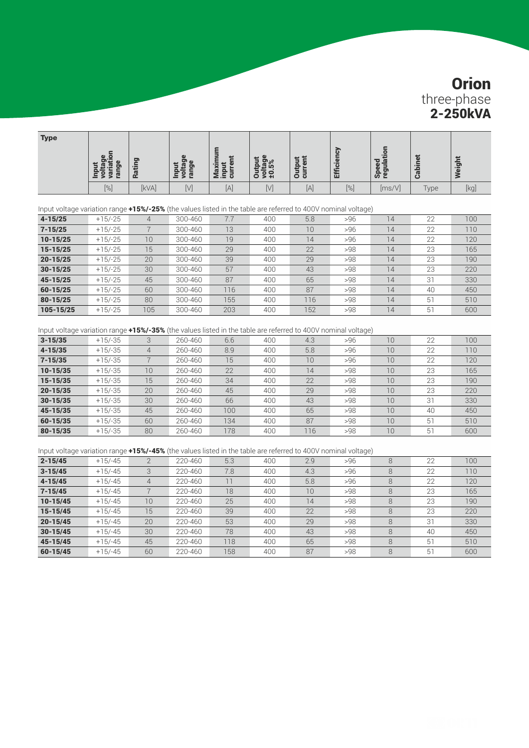# Orion

three-phase

**2-250kVA**

| Type | Input voltage variation range | Rating | Input voltage range | Maximum input current | Output voltage ±0.5% | Output current | Efficiency | Speed regulation | Cabinet | Weight |
|---|---|---|---|---|---|---|---|---|---|---|
| | [%] | [kVA] | [V] | [A] | [V] | [A] | [%] | [ms/V] | Type | [kg] |
| Input voltage variation range **+15%/-25%** (the values listed in the table are referred to 400V nominal voltage) | | | | | | | | | | |
| **4-15/25** | +15/-25 | 4 | 300-460 | 7.7 | 400 | 5.8 | >96 | 14 | 22 | 100 |
| **7-15/25** | +15/-25 | 7 | 300-460 | 13 | 400 | 10 | >96 | 14 | 22 | 110 |
| **10-15/25** | +15/-25 | 10 | 300-460 | 19 | 400 | 14 | >96 | 14 | 22 | 120 |
| **15-15/25** | +15/-25 | 15 | 300-460 | 29 | 400 | 22 | >98 | 14 | 23 | 165 |
| **20-15/25** | +15/-25 | 20 | 300-460 | 39 | 400 | 29 | >98 | 14 | 23 | 190 |
| **30-15/25** | +15/-25 | 30 | 300-460 | 57 | 400 | 43 | >98 | 14 | 23 | 220 |
| **45-15/25** | +15/-25 | 45 | 300-460 | 87 | 400 | 65 | >98 | 14 | 31 | 330 |
| **60-15/25** | +15/-25 | 60 | 300-460 | 116 | 400 | 87 | >98 | 14 | 40 | 450 |
| **80-15/25** | +15/-25 | 80 | 300-460 | 155 | 400 | 116 | >98 | 14 | 51 | 510 |
| **105-15/25** | +15/-25 | 105 | 300-460 | 203 | 400 | 152 | >98 | 14 | 51 | 600 |
| Input voltage variation range **+15%/-35%** (the values listed in the table are referred to 400V nominal voltage) | | | | | | | | | | |
| **3-15/35** | +15/-35 | 3 | 260-460 | 6.6 | 400 | 4.3 | >96 | 10 | 22 | 100 |
| **4-15/35** | +15/-35 | 4 | 260-460 | 8.9 | 400 | 5.8 | >96 | 10 | 22 | 110 |
| **7-15/35** | +15/-35 | 7 | 260-460 | 15 | 400 | 10 | >96 | 10 | 22 | 120 |
| **10-15/35** | +15/-35 | 10 | 260-460 | 22 | 400 | 14 | >98 | 10 | 23 | 165 |
| **15-15/35** | +15/-35 | 15 | 260-460 | 34 | 400 | 22 | >98 | 10 | 23 | 190 |
| **20-15/35** | +15/-35 | 20 | 260-460 | 45 | 400 | 29 | >98 | 10 | 23 | 220 |
| **30-15/35** | +15/-35 | 30 | 260-460 | 66 | 400 | 43 | >98 | 10 | 31 | 330 |
| **45-15/35** | +15/-35 | 45 | 260-460 | 100 | 400 | 65 | >98 | 10 | 40 | 450 |
| **60-15/35** | +15/-35 | 60 | 260-460 | 134 | 400 | 87 | >98 | 10 | 51 | 510 |
| **80-15/35** | +15/-35 | 80 | 260-460 | 178 | 400 | 116 | >98 | 10 | 51 | 600 |
| Input voltage variation range **+15%/-45%** (the values listed in the table are referred to 400V nominal voltage) | | | | | | | | | | |
| **2-15/45** | +15/-45 | 2 | 220-460 | 5.3 | 400 | 2.9 | >96 | 8 | 22 | 100 |
| **3-15/45** | +15/-45 | 3 | 220-460 | 7.8 | 400 | 4.3 | >96 | 8 | 22 | 110 |
| **4-15/45** | +15/-45 | 4 | 220-460 | 11 | 400 | 5.8 | >96 | 8 | 22 | 120 |
| **7-15/45** | +15/-45 | 7 | 220-460 | 18 | 400 | 10 | >98 | 8 | 23 | 165 |
| **10-15/45** | +15/-45 | 10 | 220-460 | 25 | 400 | 14 | >98 | 8 | 23 | 190 |
| **15-15/45** | +15/-45 | 15 | 220-460 | 39 | 400 | 22 | >98 | 8 | 23 | 220 |
| **20-15/45** | +15/-45 | 20 | 220-460 | 53 | 400 | 29 | >98 | 8 | 31 | 330 |
| **30-15/45** | +15/-45 | 30 | 220-460 | 78 | 400 | 43 | >98 | 8 | 40 | 450 |
| **45-15/45** | +15/-45 | 45 | 220-460 | 118 | 400 | 65 | >98 | 8 | 51 | 510 |
| **60-15/45** | +15/-45 | 60 | 220-460 | 158 | 400 | 87 | >98 | 8 | 51 | 600 |